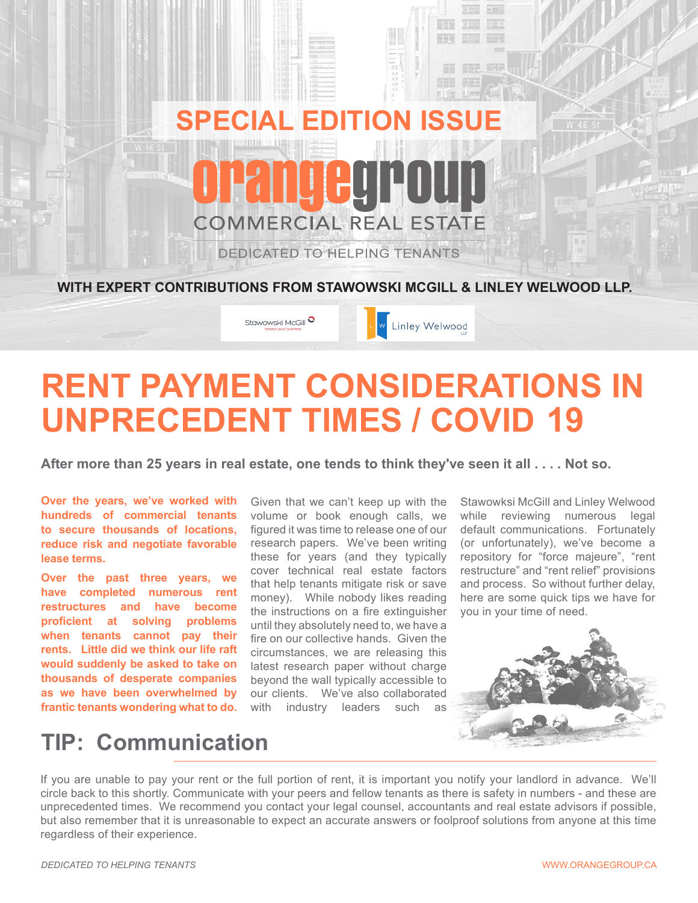## SPECIAL EDITION ISSUE

# orangegroup

COMMERCIAL REAL ESTATE

DEDICATED TO HELPING TENANTS

**WITH EXPERT CONTRIBUTIONS FROM STAWOWSKI MCGILL & LINLEY WELWOOD LLP.**

# RENT PAYMENT CONSIDERATIONS IN UNPRECEDENT TIMES / COVID 19

**After more than 25 years in real estate, one tends to think they've seen it all . . . . Not so.**

**Over the years, we've worked with hundreds of commercial tenants to secure thousands of locations, reduce risk and negotiate favorable lease terms.**

**Over the past three years, we have completed numerous rent restructures and have become proficient at solving problems when tenants cannot pay their rents. Little did we think our life raft would suddenly be asked to take on thousands of desperate companies as we have been overwhelmed by frantic tenants wondering what to do.**

Given that we can't keep up with the volume or book enough calls, we figured it was time to release one of our research papers. We've been writing these for years (and they typically cover technical real estate factors that help tenants mitigate risk or save money). While nobody likes reading the instructions on a fire extinguisher until they absolutely need to, we have a fire on our collective hands. Given the circumstances, we are releasing this latest research paper without charge beyond the wall typically accessible to our clients. We've also collaborated with industry leaders such as Stawowksi McGill and Linley Welwood while reviewing numerous legal default communications. Fortunately (or unfortunately), we've become a repository for "force majeure", "rent restructure" and "rent relief" provisions and process. So without further delay, here are some quick tips we have for you in your time of need.

## TIP: Communication

If you are unable to pay your rent or the full portion of rent, it is important you notify your landlord in advance. We'll circle back to this shortly. Communicate with your peers and fellow tenants as there is safety in numbers - and these are unprecedented times. We recommend you contact your legal counsel, accountants and real estate advisors if possible, but also remember that it is unreasonable to expect an accurate answers or foolproof solutions from anyone at this time regardless of their experience.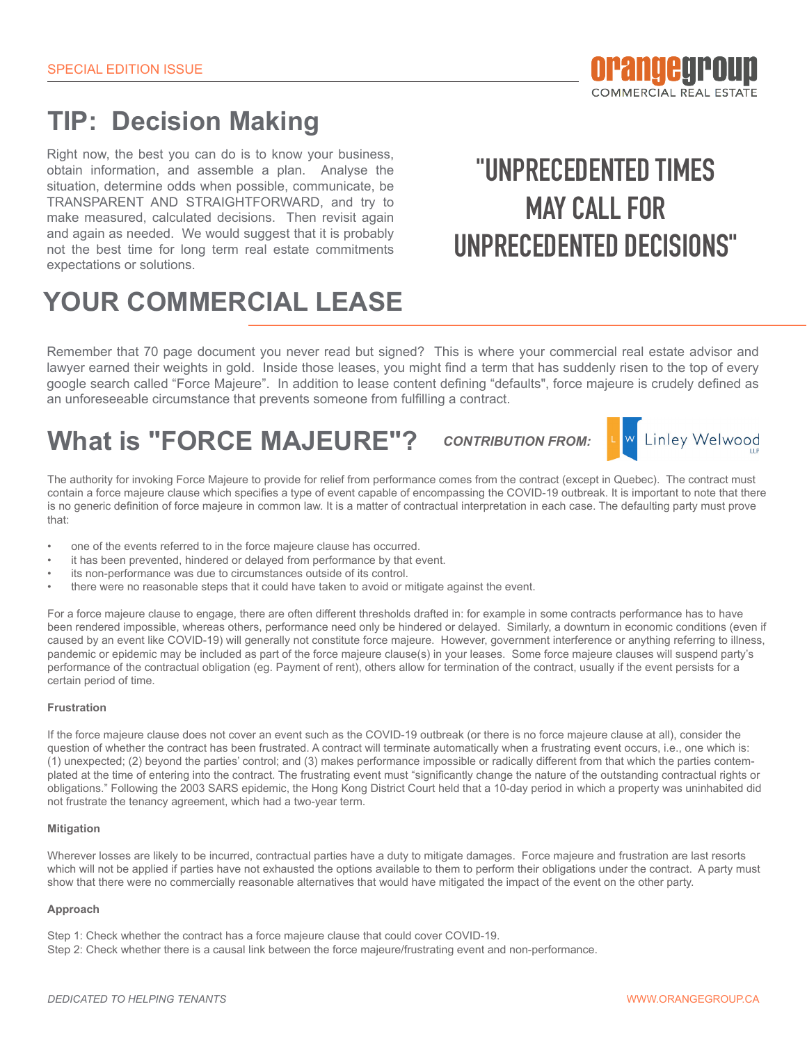SPECIAL EDITION ISSUE

# TIP: Decision Making

Right now, the best you can do is to know your business, obtain information, and assemble a plan. Analyse the situation, determine odds when possible, communicate, be TRANSPARENT AND STRAIGHTFORWARD, and try to make measured, calculated decisions. Then revisit again and again as needed. We would suggest that it is probably not the best time for long term real estate commitments expectations or solutions.

**"UNPRECEDENTED TIMES MAY CALL FOR UNPRECEDENTED DECISIONS"**

# YOUR COMMERCIAL LEASE

Remember that 70 page document you never read but signed? This is where your commercial real estate advisor and lawyer earned their weights in gold. Inside those leases, you might find a term that has suddenly risen to the top of every google search called "Force Majeure". In addition to lease content defining "defaults", force majeure is crudely defined as an unforeseeable circumstance that prevents someone from fulfilling a contract.

# What is "FORCE MAJEURE"?

***CONTRIBUTION FROM:*** Linley Welwood LLP

The authority for invoking Force Majeure to provide for relief from performance comes from the contract (except in Quebec). The contract must contain a force majeure clause which specifies a type of event capable of encompassing the COVID-19 outbreak. It is important to note that there is no generic definition of force majeure in common law. It is a matter of contractual interpretation in each case. The defaulting party must prove that:

- one of the events referred to in the force majeure clause has occurred.
- it has been prevented, hindered or delayed from performance by that event.
- its non-performance was due to circumstances outside of its control.
- there were no reasonable steps that it could have taken to avoid or mitigate against the event.

For a force majeure clause to engage, there are often different thresholds drafted in: for example in some contracts performance has to have been rendered impossible, whereas others, performance need only be hindered or delayed. Similarly, a downturn in economic conditions (even if caused by an event like COVID-19) will generally not constitute force majeure. However, government interference or anything referring to illness, pandemic or epidemic may be included as part of the force majeure clause(s) in your leases. Some force majeure clauses will suspend party's performance of the contractual obligation (eg. Payment of rent), others allow for termination of the contract, usually if the event persists for a certain period of time.

**Frustration**

If the force majeure clause does not cover an event such as the COVID-19 outbreak (or there is no force majeure clause at all), consider the question of whether the contract has been frustrated. A contract will terminate automatically when a frustrating event occurs, i.e., one which is: (1) unexpected; (2) beyond the parties' control; and (3) makes performance impossible or radically different from that which the parties contemplated at the time of entering into the contract. The frustrating event must "significantly change the nature of the outstanding contractual rights or obligations." Following the 2003 SARS epidemic, the Hong Kong District Court held that a 10-day period in which a property was uninhabited did not frustrate the tenancy agreement, which had a two-year term.

**Mitigation**

Wherever losses are likely to be incurred, contractual parties have a duty to mitigate damages. Force majeure and frustration are last resorts which will not be applied if parties have not exhausted the options available to them to perform their obligations under the contract. A party must show that there were no commercially reasonable alternatives that would have mitigated the impact of the event on the other party.

**Approach**

Step 1: Check whether the contract has a force majeure clause that could cover COVID-19.
Step 2: Check whether there is a causal link between the force majeure/frustrating event and non-performance.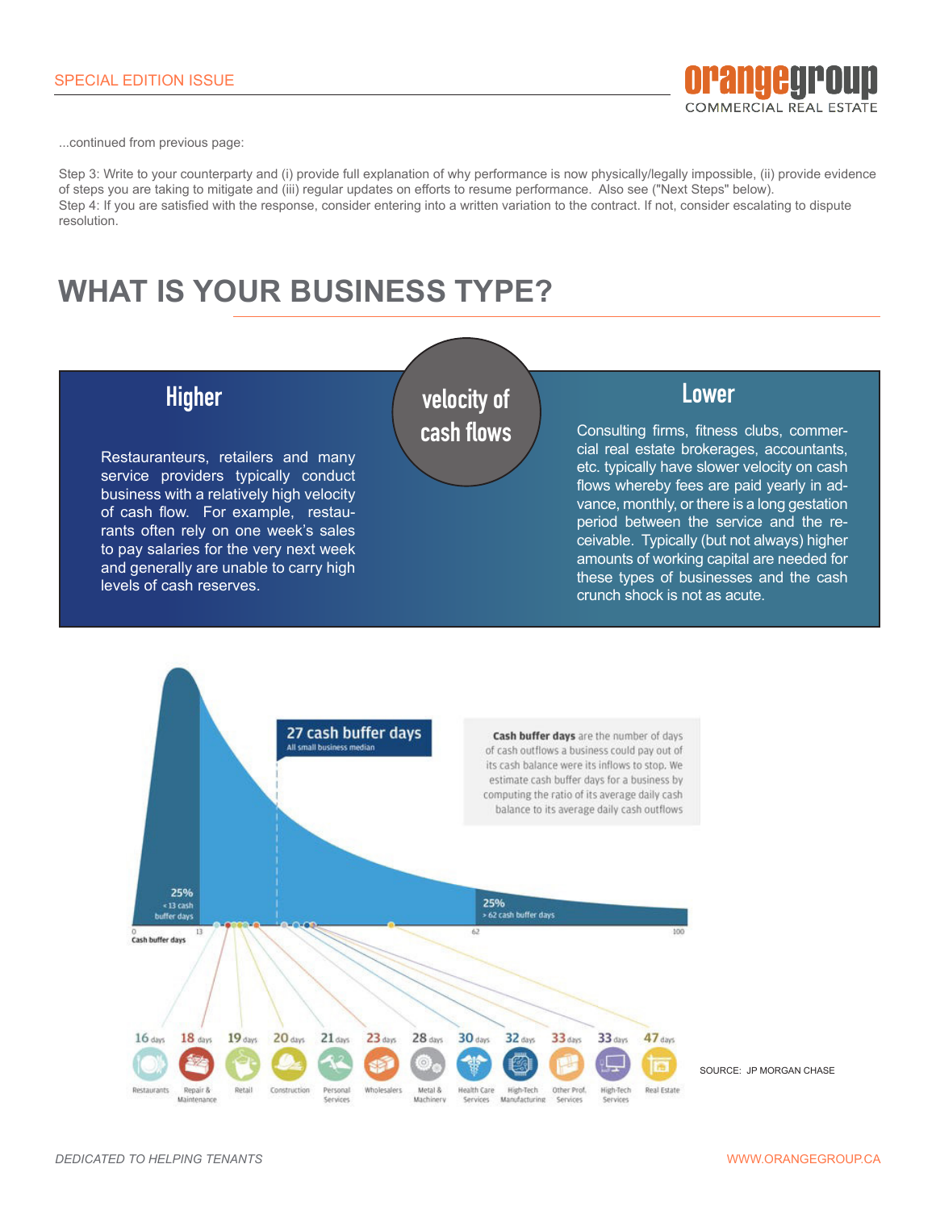...continued from previous page:

Step 3: Write to your counterparty and (i) provide full explanation of why performance is now physically/legally impossible, (ii) provide evidence of steps you are taking to mitigate and (iii) regular updates on efforts to resume performance. Also see ("Next Steps" below).
Step 4: If you are satisfied with the response, consider entering into a written variation to the contract. If not, consider escalating to dispute resolution.

# WHAT IS YOUR BUSINESS TYPE?

## velocity of cash flows

### Higher

Restauranteurs, retailers and many service providers typically conduct business with a relatively high velocity of cash flow. For example, restaurants often rely on one week's sales to pay salaries for the very next week and generally are unable to carry high levels of cash reserves.

### Lower

Consulting firms, fitness clubs, commercial real estate brokerages, accountants, etc. typically have slower velocity on cash flows whereby fees are paid yearly in advance, monthly, or there is a long gestation period between the service and the receivable. Typically (but not always) higher amounts of working capital are needed for these types of businesses and the cash crunch shock is not as acute.

**27 cash buffer days**
All small business median

**Cash buffer days** are the number of days of cash outflows a business could pay out of its cash balance were its inflows to stop. We estimate cash buffer days for a business by computing the ratio of its average daily cash balance to its average daily cash outflows

25% < 13 cash buffer days

25% > 62 cash buffer days

Cash buffer days: 0, 13, 62, 100

| Business type | Cash buffer days |
|---|---|
| Restaurants | 16 days |
| Repair & Maintenance | 18 days |
| Retail | 19 days |
| Construction | 20 days |
| Personal Services | 21 days |
| Wholesalers | 23 days |
| Metal & Machinery | 28 days |
| Health Care Services | 30 days |
| High-Tech Manufacturing | 32 days |
| Other Prof. Services | 33 days |
| High-Tech Services | 33 days |
| Real Estate | 47 days |

SOURCE: JP MORGAN CHASE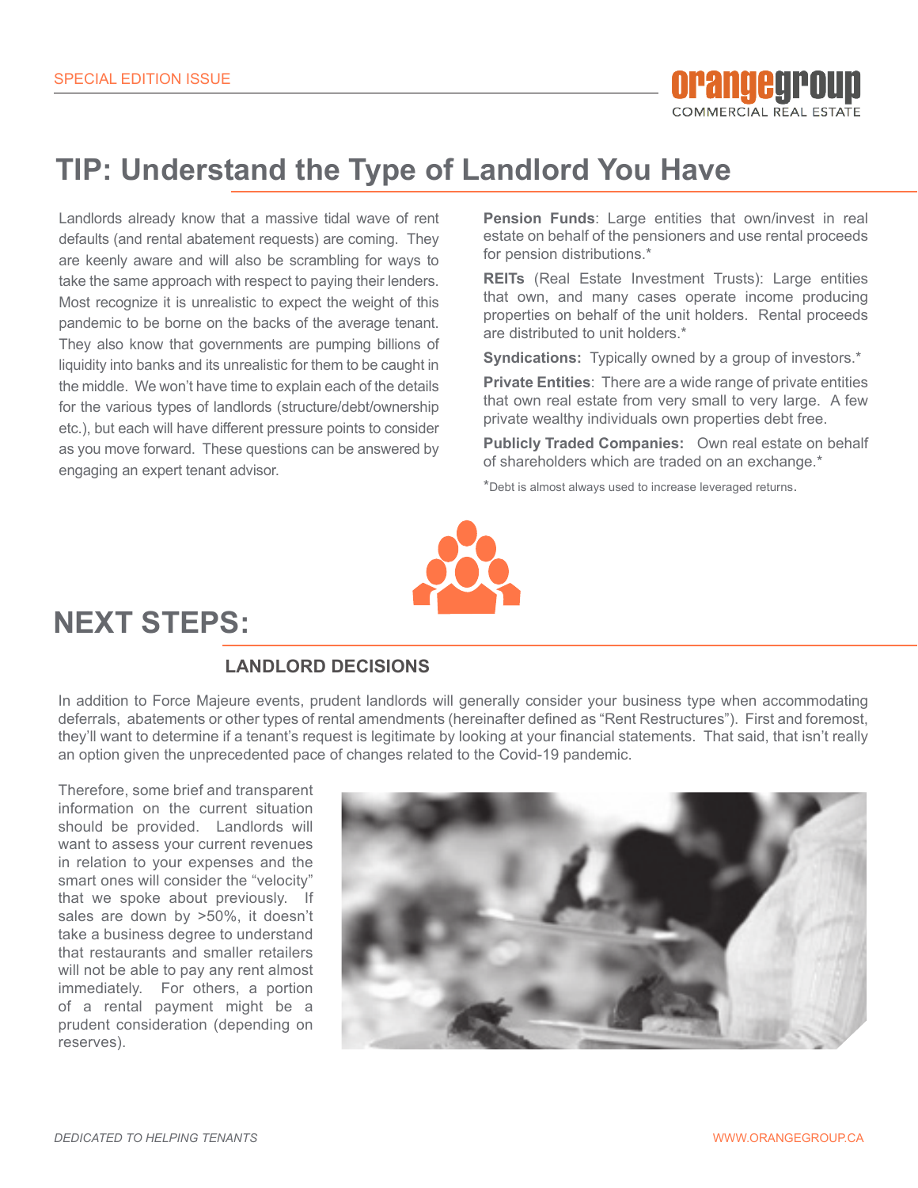SPECIAL EDITION ISSUE

# TIP: Understand the Type of Landlord You Have

Landlords already know that a massive tidal wave of rent defaults (and rental abatement requests) are coming. They are keenly aware and will also be scrambling for ways to take the same approach with respect to paying their lenders. Most recognize it is unrealistic to expect the weight of this pandemic to be borne on the backs of the average tenant. They also know that governments are pumping billions of liquidity into banks and its unrealistic for them to be caught in the middle. We won't have time to explain each of the details for the various types of landlords (structure/debt/ownership etc.), but each will have different pressure points to consider as you move forward. These questions can be answered by engaging an expert tenant advisor.

**Pension Funds**: Large entities that own/invest in real estate on behalf of the pensioners and use rental proceeds for pension distributions.*

**REITs** (Real Estate Investment Trusts): Large entities that own, and many cases operate income producing properties on behalf of the unit holders. Rental proceeds are distributed to unit holders.*

**Syndications:** Typically owned by a group of investors.*

**Private Entities**: There are a wide range of private entities that own real estate from very small to very large. A few private wealthy individuals own properties debt free.

**Publicly Traded Companies:** Own real estate on behalf of shareholders which are traded on an exchange.*

*Debt is almost always used to increase leveraged returns.

# NEXT STEPS:

## LANDLORD DECISIONS

In addition to Force Majeure events, prudent landlords will generally consider your business type when accommodating deferrals, abatements or other types of rental amendments (hereinafter defined as "Rent Restructures"). First and foremost, they'll want to determine if a tenant's request is legitimate by looking at your financial statements. That said, that isn't really an option given the unprecedented pace of changes related to the Covid-19 pandemic.

Therefore, some brief and transparent information on the current situation should be provided. Landlords will want to assess your current revenues in relation to your expenses and the smart ones will consider the "velocity" that we spoke about previously. If sales are down by >50%, it doesn't take a business degree to understand that restaurants and smaller retailers will not be able to pay any rent almost immediately. For others, a portion of a rental payment might be a prudent consideration (depending on reserves).

*DEDICATED TO HELPING TENANTS*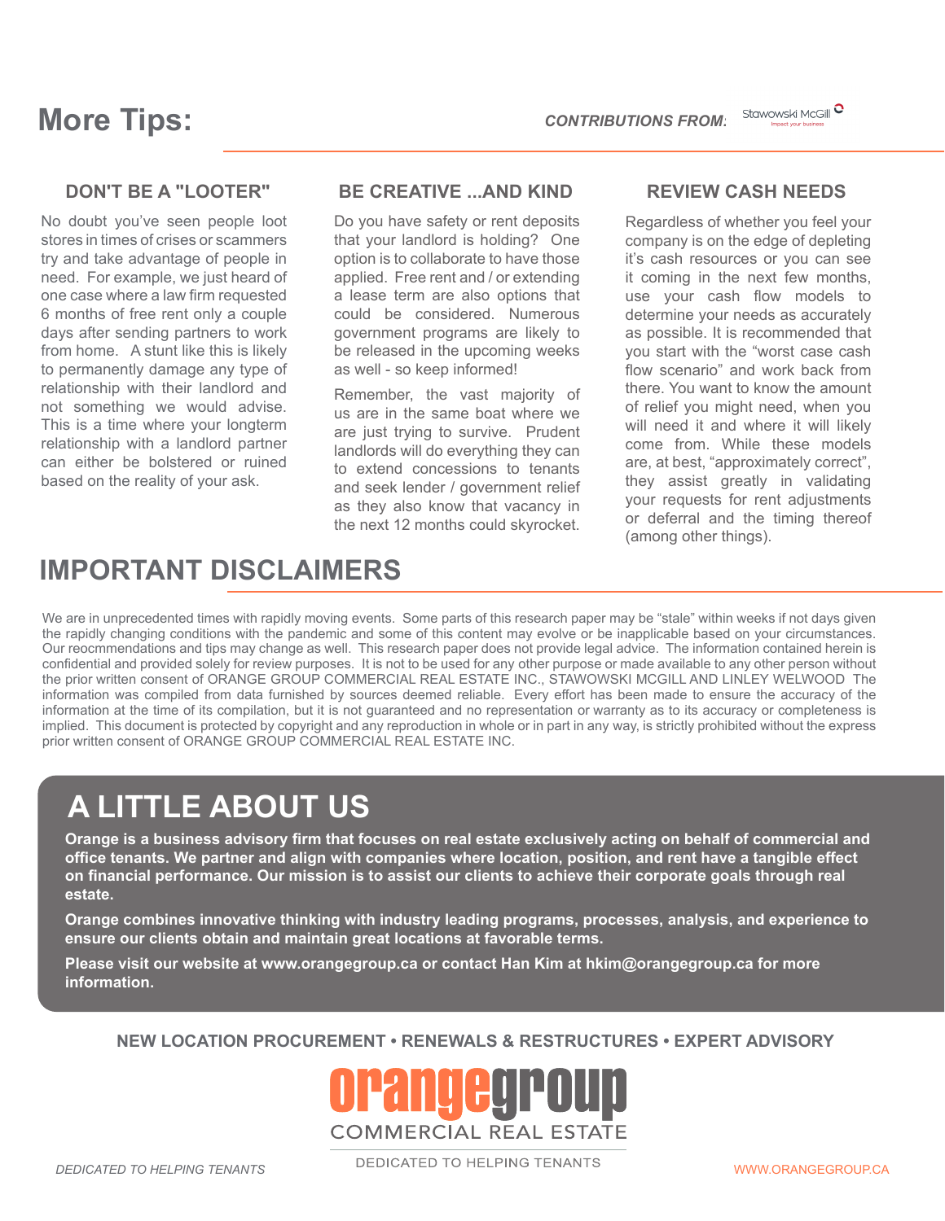# More Tips:

*CONTRIBUTIONS FROM:* Stawowski McGill

### DON'T BE A "LOOTER"

No doubt you've seen people loot stores in times of crises or scammers try and take advantage of people in need. For example, we just heard of one case where a law firm requested 6 months of free rent only a couple days after sending partners to work from home. A stunt like this is likely to permanently damage any type of relationship with their landlord and not something we would advise. This is a time where your longterm relationship with a landlord partner can either be bolstered or ruined based on the reality of your ask.

### BE CREATIVE ...AND KIND

Do you have safety or rent deposits that your landlord is holding? One option is to collaborate to have those applied. Free rent and / or extending a lease term are also options that could be considered. Numerous government programs are likely to be released in the upcoming weeks as well - so keep informed!

Remember, the vast majority of us are in the same boat where we are just trying to survive. Prudent landlords will do everything they can to extend concessions to tenants and seek lender / government relief as they also know that vacancy in the next 12 months could skyrocket.

### REVIEW CASH NEEDS

Regardless of whether you feel your company is on the edge of depleting it's cash resources or you can see it coming in the next few months, use your cash flow models to determine your needs as accurately as possible. It is recommended that you start with the "worst case cash flow scenario" and work back from there. You want to know the amount of relief you might need, when you will need it and where it will likely come from. While these models are, at best, "approximately correct", they assist greatly in validating your requests for rent adjustments or deferral and the timing thereof (among other things).

## IMPORTANT DISCLAIMERS

We are in unprecedented times with rapidly moving events. Some parts of this research paper may be "stale" within weeks if not days given the rapidly changing conditions with the pandemic and some of this content may evolve or be inapplicable based on your circumstances. Our reocmmendations and tips may change as well. This research paper does not provide legal advice. The information contained herein is confidential and provided solely for review purposes. It is not to be used for any other purpose or made available to any other person without the prior written consent of ORANGE GROUP COMMERCIAL REAL ESTATE INC., STAWOWSKI MCGILL AND LINLEY WELWOOD The information was compiled from data furnished by sources deemed reliable. Every effort has been made to ensure the accuracy of the information at the time of its compilation, but it is not guaranteed and no representation or warranty as to its accuracy or completeness is implied. This document is protected by copyright and any reproduction in whole or in part in any way, is strictly prohibited without the express prior written consent of ORANGE GROUP COMMERCIAL REAL ESTATE INC.

## A LITTLE ABOUT US

**Orange is a business advisory firm that focuses on real estate exclusively acting on behalf of commercial and office tenants. We partner and align with companies where location, position, and rent have a tangible effect on financial performance. Our mission is to assist our clients to achieve their corporate goals through real estate.**

**Orange combines innovative thinking with industry leading programs, processes, analysis, and experience to ensure our clients obtain and maintain great locations at favorable terms.**

**Please visit our website at www.orangegroup.ca or contact Han Kim at hkim@orangegroup.ca for more information.**

**NEW LOCATION PROCUREMENT • RENEWALS & RESTRUCTURES • EXPERT ADVISORY**

orangegroup
COMMERCIAL REAL ESTATE
DEDICATED TO HELPING TENANTS

*DEDICATED TO HELPING TENANTS*

WWW.ORANGEGROUP.CA